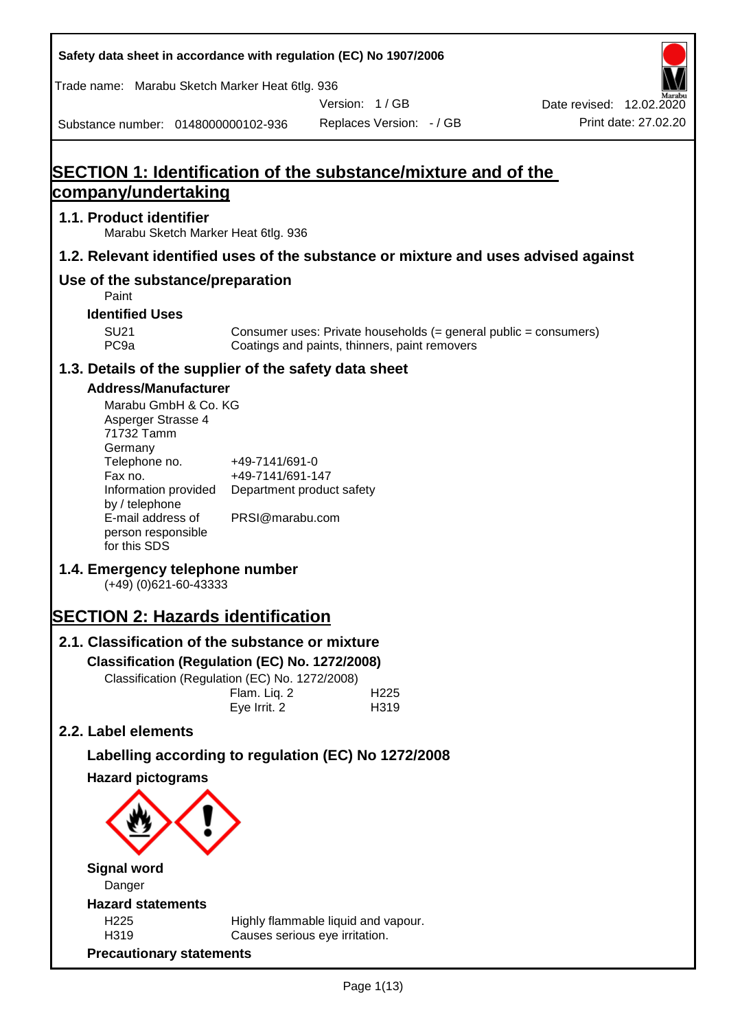Safety data sheet in accordance with regulation (EC) No 1907/2006

Trade name: Marabu Sketch Marker Heat 6tlg. 936

| Substance number: 0148000000102-936 | Version: 1 / GB | Date revised: 12.02.2020 |
|---|---|---|
| | Replaces Version: - / GB | Print date: 27.02.20 |

# SECTION 1: Identification of the substance/mixture and of the company/undertaking

## 1.1. Product identifier

Marabu Sketch Marker Heat 6tlg. 936

## 1.2. Relevant identified uses of the substance or mixture and uses advised against

## Use of the substance/preparation

Paint

### Identified Uses

| | |
|---|---|
| SU21 | Consumer uses: Private households (= general public = consumers) |
| PC9a | Coatings and paints, thinners, paint removers |

## 1.3. Details of the supplier of the safety data sheet

### Address/Manufacturer

Marabu GmbH & Co. KG
Asperger Strasse 4
71732 Tamm
Germany

| | |
|---|---|
| Telephone no. | +49-7141/691-0 |
| Fax no. | +49-7141/691-147 |
| Information provided by / telephone | Department product safety |
| E-mail address of person responsible for this SDS | PRSI@marabu.com |

## 1.4. Emergency telephone number

(+49) (0)621-60-43333

# SECTION 2: Hazards identification

## 2.1. Classification of the substance or mixture

### Classification (Regulation (EC) No. 1272/2008)

Classification (Regulation (EC) No. 1272/2008)

| | |
|---|---|
| Flam. Liq. 2 | H225 |
| Eye Irrit. 2 | H319 |

## 2.2. Label elements

### Labelling according to regulation (EC) No 1272/2008

### Hazard pictograms

### Signal word

Danger

### Hazard statements

| | |
|---|---|
| H225 | Highly flammable liquid and vapour. |
| H319 | Causes serious eye irritation. |

### Precautionary statements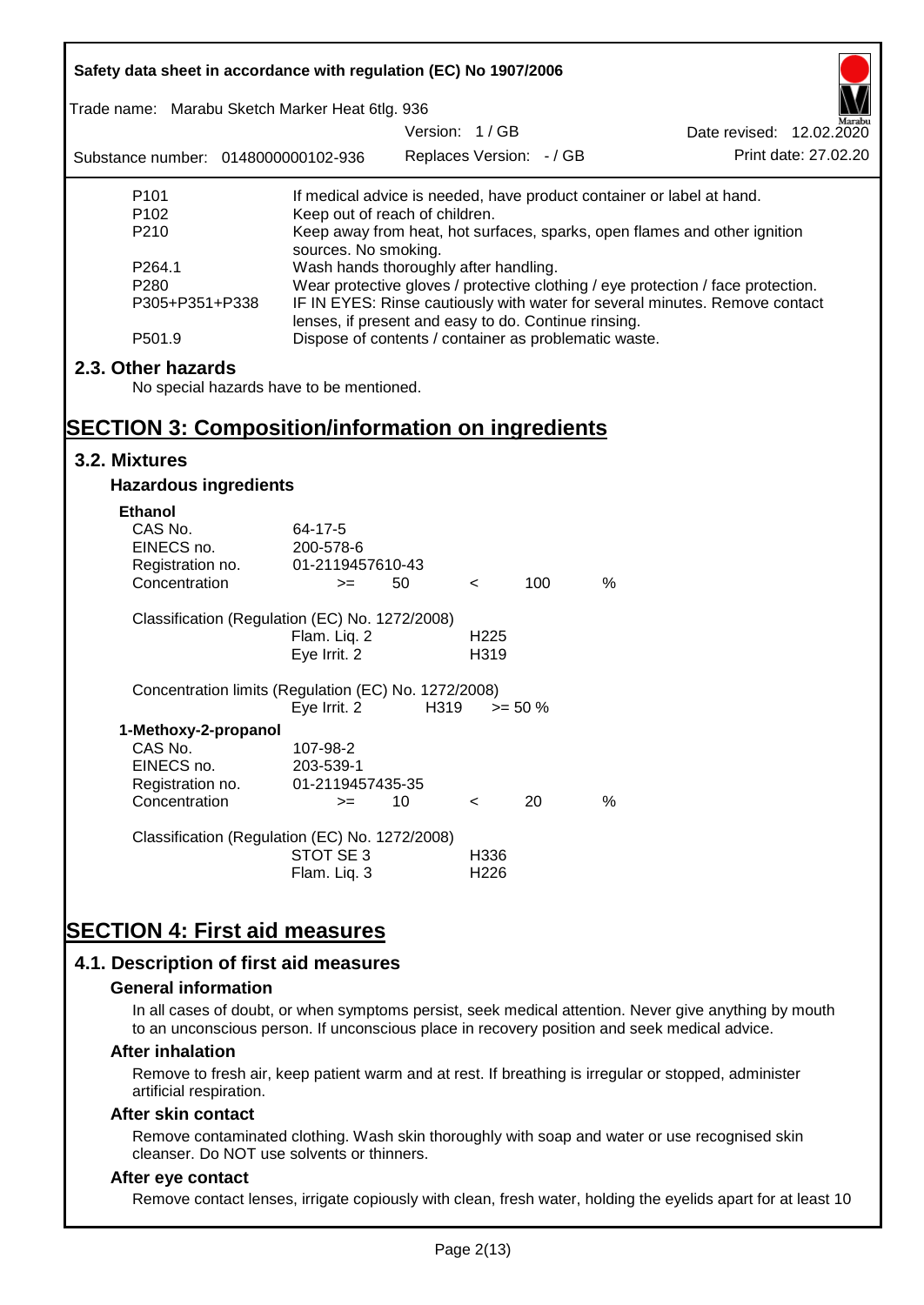| | |
|---|---|
| P101 | If medical advice is needed, have product container or label at hand. |
| P102 | Keep out of reach of children. |
| P210 | Keep away from heat, hot surfaces, sparks, open flames and other ignition sources. No smoking. |
| P264.1 | Wash hands thoroughly after handling. |
| P280 | Wear protective gloves / protective clothing / eye protection / face protection. |
| P305+P351+P338 | IF IN EYES: Rinse cautiously with water for several minutes. Remove contact lenses, if present and easy to do. Continue rinsing. |
| P501.9 | Dispose of contents / container as problematic waste. |

## 2.3. Other hazards

No special hazards have to be mentioned.

# SECTION 3: Composition/information on ingredients

## 3.2. Mixtures

### Hazardous ingredients

**Ethanol**

| | | | | | |
|---|---|---|---|---|---|
| CAS No. | 64-17-5 | | | | |
| EINECS no. | 200-578-6 | | | | |
| Registration no. | 01-2119457610-43 | | | | |
| Concentration | >= | 50 | < | 100 | % |

Classification (Regulation (EC) No. 1272/2008)

| | |
|---|---|
| Flam. Liq. 2 | H225 |
| Eye Irrit. 2 | H319 |

Concentration limits (Regulation (EC) No. 1272/2008)

| | | |
|---|---|---|
| Eye Irrit. 2 | H319 | >= 50 % |

**1-Methoxy-2-propanol**

| | | | | | |
|---|---|---|---|---|---|
| CAS No. | 107-98-2 | | | | |
| EINECS no. | 203-539-1 | | | | |
| Registration no. | 01-2119457435-35 | | | | |
| Concentration | >= | 10 | < | 20 | % |

Classification (Regulation (EC) No. 1272/2008)

| | |
|---|---|
| STOT SE 3 | H336 |
| Flam. Liq. 3 | H226 |

# SECTION 4: First aid measures

## 4.1. Description of first aid measures

### General information

In all cases of doubt, or when symptoms persist, seek medical attention. Never give anything by mouth to an unconscious person. If unconscious place in recovery position and seek medical advice.

### After inhalation

Remove to fresh air, keep patient warm and at rest. If breathing is irregular or stopped, administer artificial respiration.

### After skin contact

Remove contaminated clothing. Wash skin thoroughly with soap and water or use recognised skin cleanser. Do NOT use solvents or thinners.

### After eye contact

Remove contact lenses, irrigate copiously with clean, fresh water, holding the eyelids apart for at least 10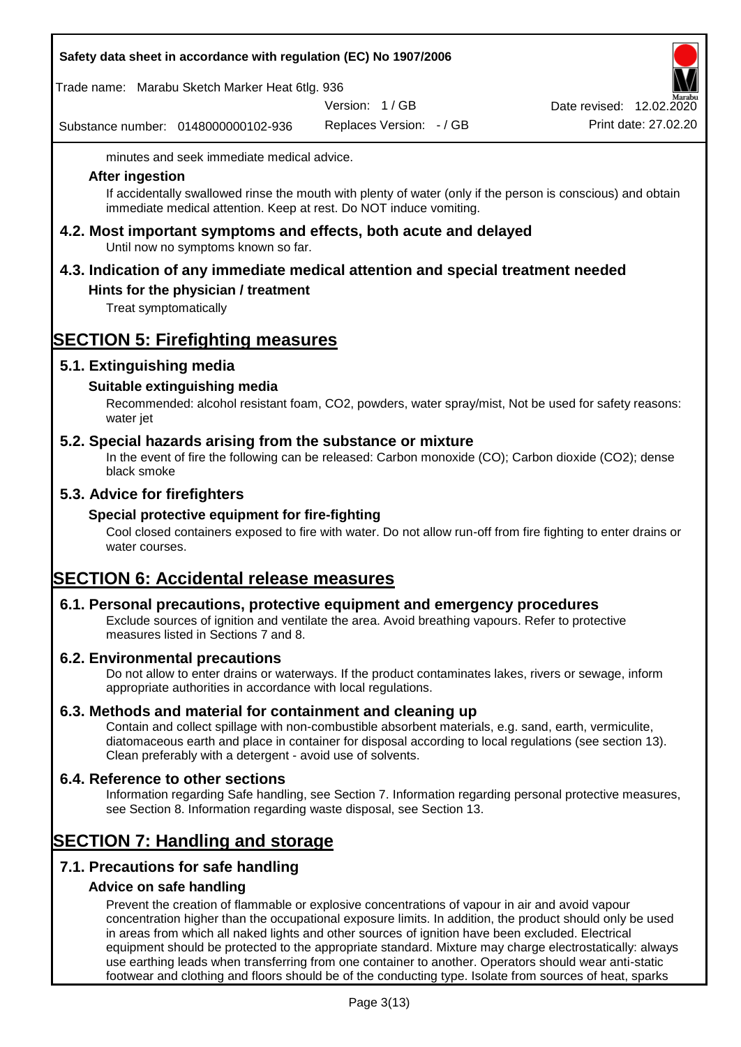minutes and seek immediate medical advice.

### After ingestion

If accidentally swallowed rinse the mouth with plenty of water (only if the person is conscious) and obtain immediate medical attention. Keep at rest. Do NOT induce vomiting.

## 4.2. Most important symptoms and effects, both acute and delayed

Until now no symptoms known so far.

## 4.3. Indication of any immediate medical attention and special treatment needed

### Hints for the physician / treatment

Treat symptomatically

# SECTION 5: Firefighting measures

## 5.1. Extinguishing media

### Suitable extinguishing media

Recommended: alcohol resistant foam, CO2, powders, water spray/mist, Not be used for safety reasons: water jet

## 5.2. Special hazards arising from the substance or mixture

In the event of fire the following can be released: Carbon monoxide (CO); Carbon dioxide (CO2); dense black smoke

## 5.3. Advice for firefighters

### Special protective equipment for fire-fighting

Cool closed containers exposed to fire with water. Do not allow run-off from fire fighting to enter drains or water courses.

# SECTION 6: Accidental release measures

## 6.1. Personal precautions, protective equipment and emergency procedures

Exclude sources of ignition and ventilate the area. Avoid breathing vapours. Refer to protective measures listed in Sections 7 and 8.

## 6.2. Environmental precautions

Do not allow to enter drains or waterways. If the product contaminates lakes, rivers or sewage, inform appropriate authorities in accordance with local regulations.

## 6.3. Methods and material for containment and cleaning up

Contain and collect spillage with non-combustible absorbent materials, e.g. sand, earth, vermiculite, diatomaceous earth and place in container for disposal according to local regulations (see section 13). Clean preferably with a detergent - avoid use of solvents.

## 6.4. Reference to other sections

Information regarding Safe handling, see Section 7. Information regarding personal protective measures, see Section 8. Information regarding waste disposal, see Section 13.

# SECTION 7: Handling and storage

## 7.1. Precautions for safe handling

### Advice on safe handling

Prevent the creation of flammable or explosive concentrations of vapour in air and avoid vapour concentration higher than the occupational exposure limits. In addition, the product should only be used in areas from which all naked lights and other sources of ignition have been excluded. Electrical equipment should be protected to the appropriate standard. Mixture may charge electrostatically: always use earthing leads when transferring from one container to another. Operators should wear anti-static footwear and clothing and floors should be of the conducting type. Isolate from sources of heat, sparks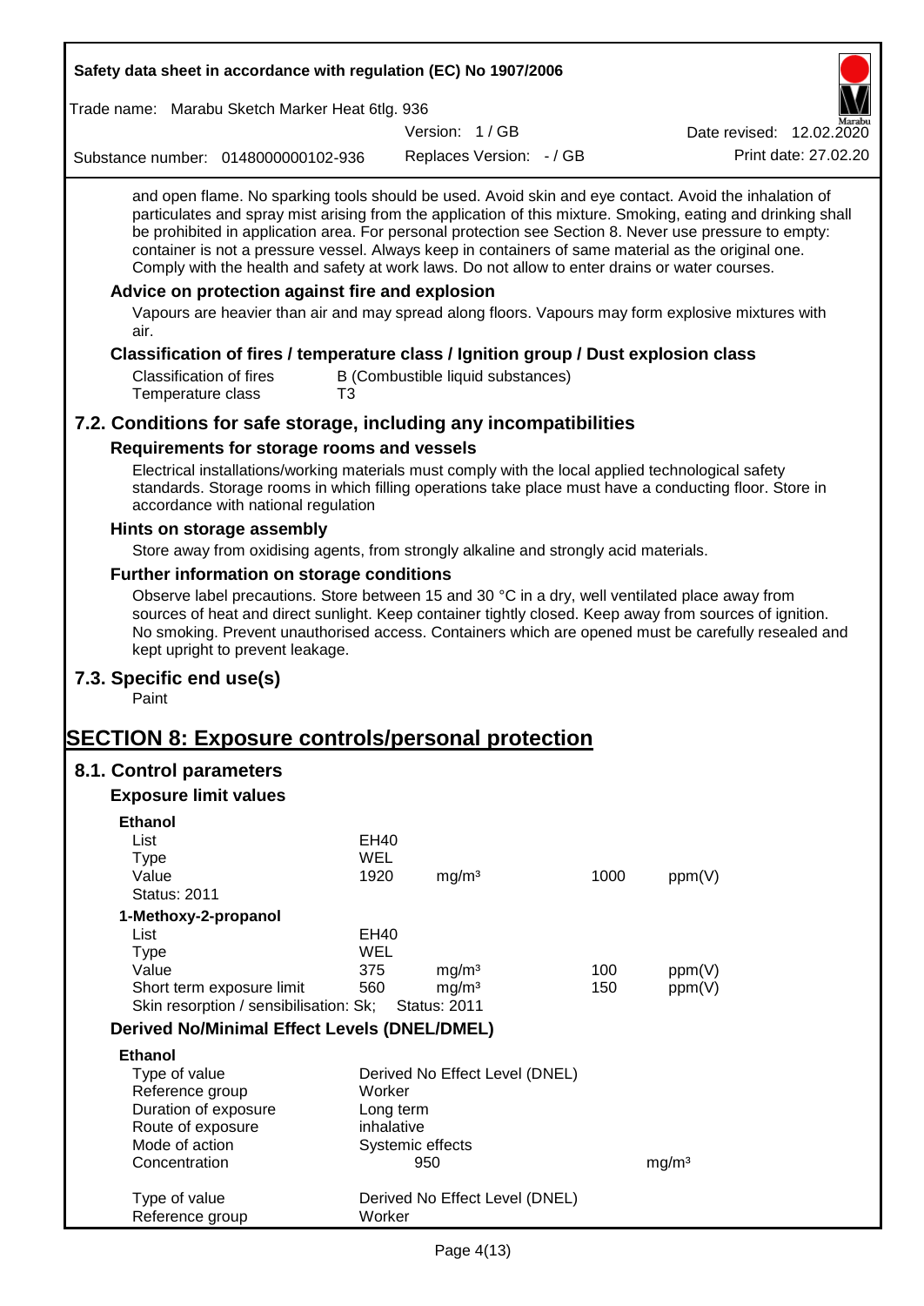and open flame. No sparking tools should be used. Avoid skin and eye contact. Avoid the inhalation of particulates and spray mist arising from the application of this mixture. Smoking, eating and drinking shall be prohibited in application area. For personal protection see Section 8. Never use pressure to empty: container is not a pressure vessel. Always keep in containers of same material as the original one. Comply with the health and safety at work laws. Do not allow to enter drains or water courses.

### Advice on protection against fire and explosion

Vapours are heavier than air and may spread along floors. Vapours may form explosive mixtures with air.

### Classification of fires / temperature class / Ignition group / Dust explosion class

| | |
|---|---|
| Classification of fires | B (Combustible liquid substances) |
| Temperature class | T3 |

## 7.2. Conditions for safe storage, including any incompatibilities

### Requirements for storage rooms and vessels

Electrical installations/working materials must comply with the local applied technological safety standards. Storage rooms in which filling operations take place must have a conducting floor. Store in accordance with national regulation

### Hints on storage assembly

Store away from oxidising agents, from strongly alkaline and strongly acid materials.

### Further information on storage conditions

Observe label precautions. Store between 15 and 30 °C in a dry, well ventilated place away from sources of heat and direct sunlight. Keep container tightly closed. Keep away from sources of ignition. No smoking. Prevent unauthorised access. Containers which are opened must be carefully resealed and kept upright to prevent leakage.

## 7.3. Specific end use(s)

Paint

# SECTION 8: Exposure controls/personal protection

## 8.1. Control parameters

### Exposure limit values

**Ethanol**

| | | | | |
|---|---|---|---|---|
| List | EH40 | | | |
| Type | WEL | | | |
| Value | 1920 | mg/m³ | 1000 | ppm(V) |
| Status: 2011 | | | | |

**1-Methoxy-2-propanol**

| | | | | |
|---|---|---|---|---|
| List | EH40 | | | |
| Type | WEL | | | |
| Value | 375 | mg/m³ | 100 | ppm(V) |
| Short term exposure limit | 560 | mg/m³ | 150 | ppm(V) |
| Skin resorption / sensibilisation: Sk; | Status: 2011 | | | |

### Derived No/Minimal Effect Levels (DNEL/DMEL)

**Ethanol**

| | | |
|---|---|---|
| Type of value | Derived No Effect Level (DNEL) | |
| Reference group | Worker | |
| Duration of exposure | Long term | |
| Route of exposure | inhalative | |
| Mode of action | Systemic effects | |
| Concentration | 950 | mg/m³ |

| | |
|---|---|
| Type of value | Derived No Effect Level (DNEL) |
| Reference group | Worker |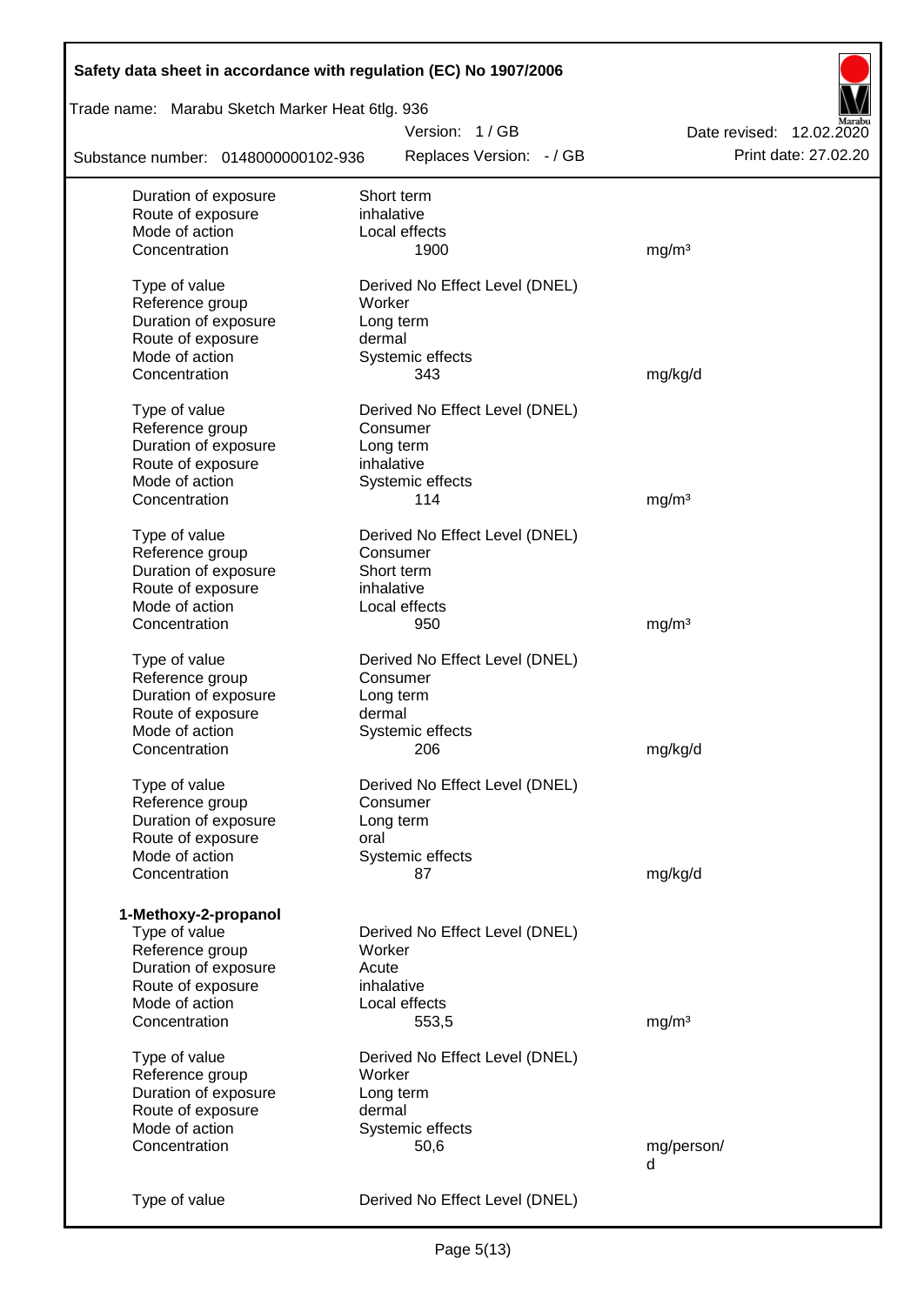| | | |
|---|---|---|
| Duration of exposure | Short term | |
| Route of exposure | inhalative | |
| Mode of action | Local effects | |
| Concentration | 1900 | mg/m³ |

| | | |
|---|---|---|
| Type of value | Derived No Effect Level (DNEL) | |
| Reference group | Worker | |
| Duration of exposure | Long term | |
| Route of exposure | dermal | |
| Mode of action | Systemic effects | |
| Concentration | 343 | mg/kg/d |

| | | |
|---|---|---|
| Type of value | Derived No Effect Level (DNEL) | |
| Reference group | Consumer | |
| Duration of exposure | Long term | |
| Route of exposure | inhalative | |
| Mode of action | Systemic effects | |
| Concentration | 114 | mg/m³ |

| | | |
|---|---|---|
| Type of value | Derived No Effect Level (DNEL) | |
| Reference group | Consumer | |
| Duration of exposure | Short term | |
| Route of exposure | inhalative | |
| Mode of action | Local effects | |
| Concentration | 950 | mg/m³ |

| | | |
|---|---|---|
| Type of value | Derived No Effect Level (DNEL) | |
| Reference group | Consumer | |
| Duration of exposure | Long term | |
| Route of exposure | dermal | |
| Mode of action | Systemic effects | |
| Concentration | 206 | mg/kg/d |

| | | |
|---|---|---|
| Type of value | Derived No Effect Level (DNEL) | |
| Reference group | Consumer | |
| Duration of exposure | Long term | |
| Route of exposure | oral | |
| Mode of action | Systemic effects | |
| Concentration | 87 | mg/kg/d |

**1-Methoxy-2-propanol**

| | | |
|---|---|---|
| Type of value | Derived No Effect Level (DNEL) | |
| Reference group | Worker | |
| Duration of exposure | Acute | |
| Route of exposure | inhalative | |
| Mode of action | Local effects | |
| Concentration | 553,5 | mg/m³ |

| | | |
|---|---|---|
| Type of value | Derived No Effect Level (DNEL) | |
| Reference group | Worker | |
| Duration of exposure | Long term | |
| Route of exposure | dermal | |
| Mode of action | Systemic effects | |
| Concentration | 50,6 | mg/person/d |

| | |
|---|---|
| Type of value | Derived No Effect Level (DNEL) |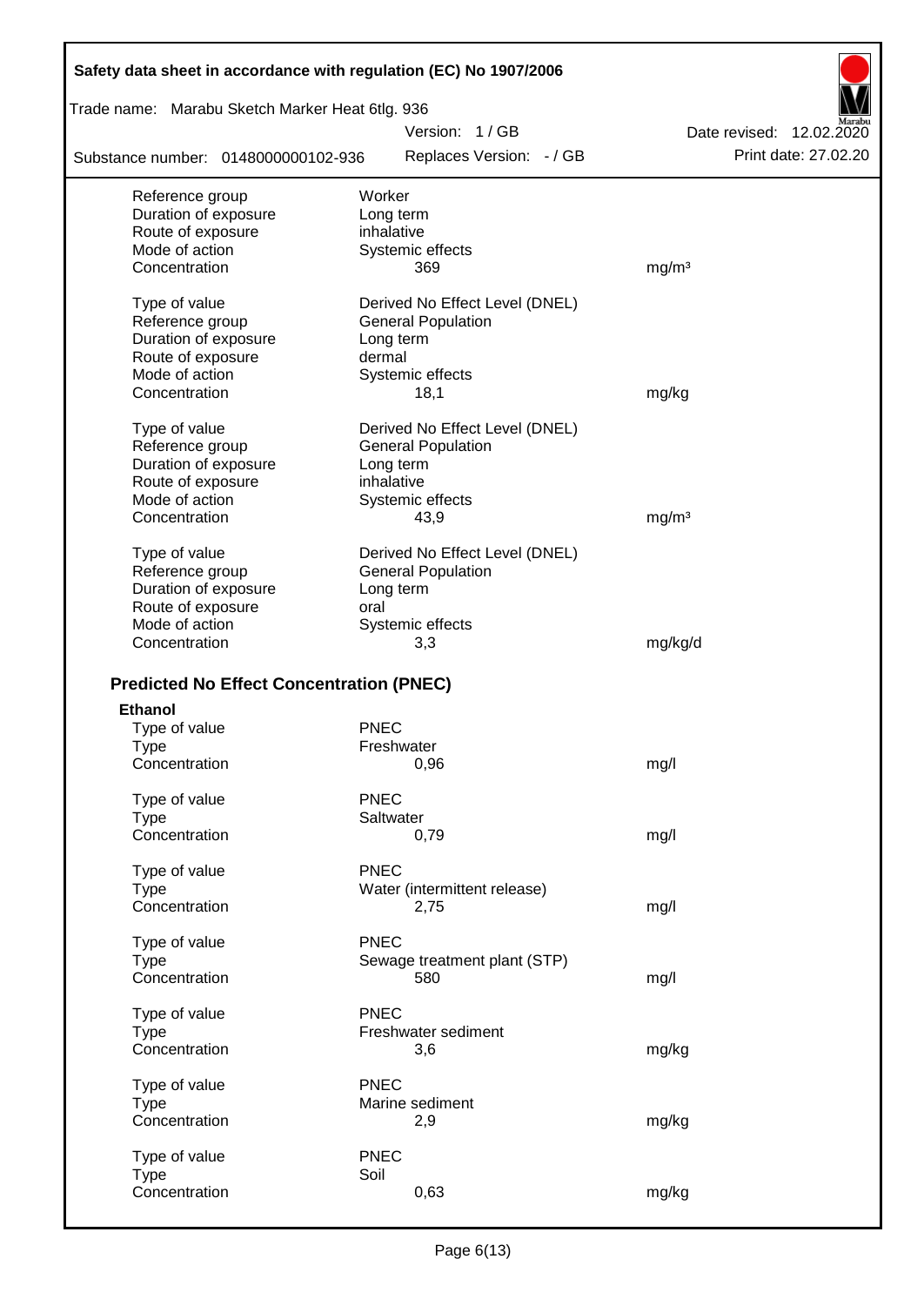| | | |
|---|---|---|
| Reference group | Worker | |
| Duration of exposure | Long term | |
| Route of exposure | inhalative | |
| Mode of action | Systemic effects | |
| Concentration | 369 | mg/m³ |

| | | |
|---|---|---|
| Type of value | Derived No Effect Level (DNEL) | |
| Reference group | General Population | |
| Duration of exposure | Long term | |
| Route of exposure | dermal | |
| Mode of action | Systemic effects | |
| Concentration | 18,1 | mg/kg |

| | | |
|---|---|---|
| Type of value | Derived No Effect Level (DNEL) | |
| Reference group | General Population | |
| Duration of exposure | Long term | |
| Route of exposure | inhalative | |
| Mode of action | Systemic effects | |
| Concentration | 43,9 | mg/m³ |

| | | |
|---|---|---|
| Type of value | Derived No Effect Level (DNEL) | |
| Reference group | General Population | |
| Duration of exposure | Long term | |
| Route of exposure | oral | |
| Mode of action | Systemic effects | |
| Concentration | 3,3 | mg/kg/d |

## Predicted No Effect Concentration (PNEC)

**Ethanol**

| | | |
|---|---|---|
| Type of value | PNEC | |
| Type | Freshwater | |
| Concentration | 0,96 | mg/l |

| | | |
|---|---|---|
| Type of value | PNEC | |
| Type | Saltwater | |
| Concentration | 0,79 | mg/l |

| | | |
|---|---|---|
| Type of value | PNEC | |
| Type | Water (intermittent release) | |
| Concentration | 2,75 | mg/l |

| | | |
|---|---|---|
| Type of value | PNEC | |
| Type | Sewage treatment plant (STP) | |
| Concentration | 580 | mg/l |

| | | |
|---|---|---|
| Type of value | PNEC | |
| Type | Freshwater sediment | |
| Concentration | 3,6 | mg/kg |

| | | |
|---|---|---|
| Type of value | PNEC | |
| Type | Marine sediment | |
| Concentration | 2,9 | mg/kg |

| | | |
|---|---|---|
| Type of value | PNEC | |
| Type | Soil | |
| Concentration | 0,63 | mg/kg |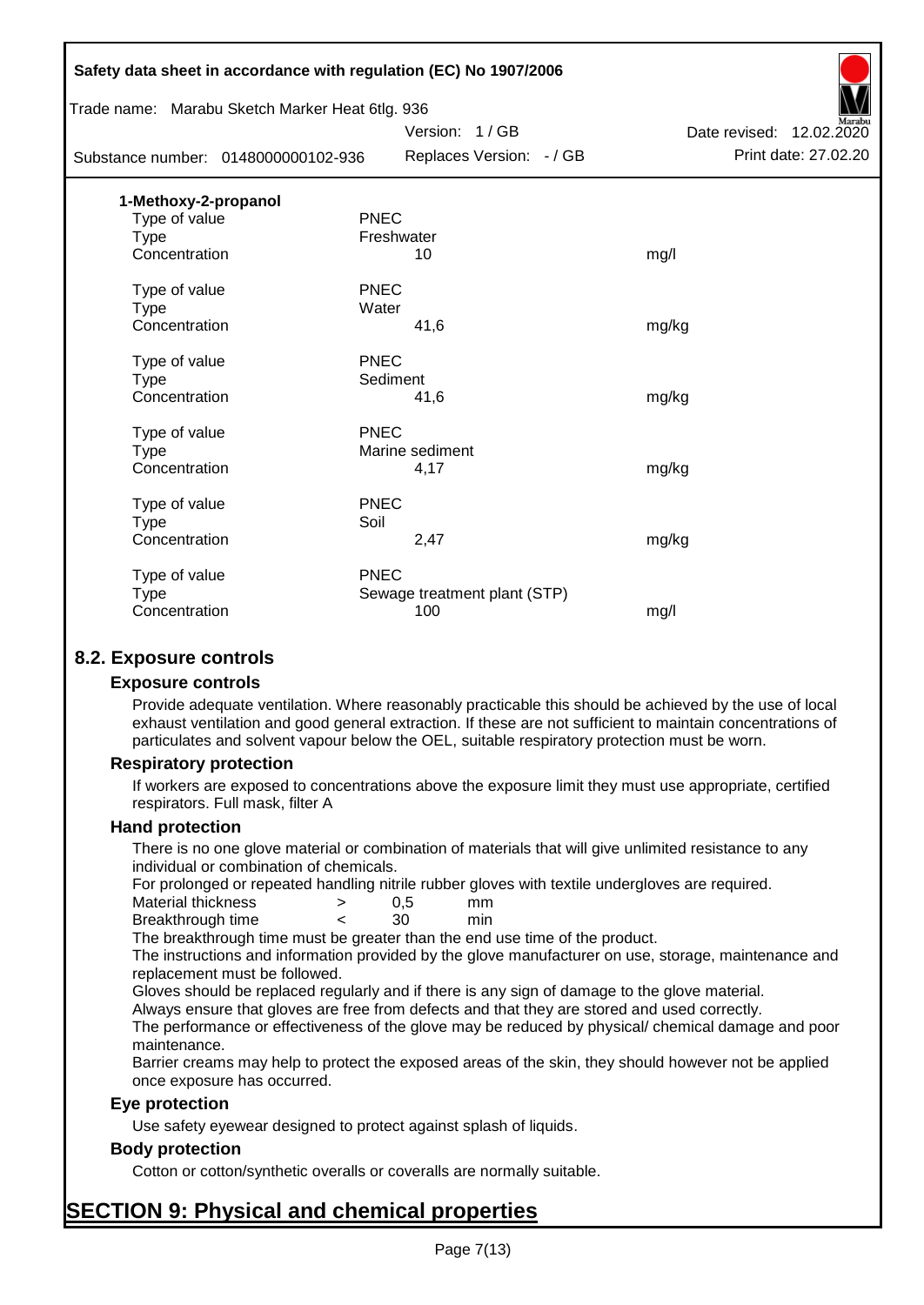**1-Methoxy-2-propanol**

| | | |
|---|---|---|
| Type of value | PNEC | |
| Type | Freshwater | |
| Concentration | 10 | mg/l |
| | | |
| Type of value | PNEC | |
| Type | Water | |
| Concentration | 41,6 | mg/kg |
| | | |
| Type of value | PNEC | |
| Type | Sediment | |
| Concentration | 41,6 | mg/kg |
| | | |
| Type of value | PNEC | |
| Type | Marine sediment | |
| Concentration | 4,17 | mg/kg |
| | | |
| Type of value | PNEC | |
| Type | Soil | |
| Concentration | 2,47 | mg/kg |
| | | |
| Type of value | PNEC | |
| Type | Sewage treatment plant (STP) | |
| Concentration | 100 | mg/l |

## 8.2. Exposure controls

### Exposure controls

Provide adequate ventilation. Where reasonably practicable this should be achieved by the use of local exhaust ventilation and good general extraction. If these are not sufficient to maintain concentrations of particulates and solvent vapour below the OEL, suitable respiratory protection must be worn.

### Respiratory protection

If workers are exposed to concentrations above the exposure limit they must use appropriate, certified respirators. Full mask, filter A

### Hand protection

There is no one glove material or combination of materials that will give unlimited resistance to any individual or combination of chemicals.

For prolonged or repeated handling nitrile rubber gloves with textile undergloves are required.

| | | | |
|---|---|---|---|
| Material thickness | > | 0,5 | mm |
| Breakthrough time | < | 30 | min |

The breakthrough time must be greater than the end use time of the product.

The instructions and information provided by the glove manufacturer on use, storage, maintenance and replacement must be followed.

Gloves should be replaced regularly and if there is any sign of damage to the glove material.

Always ensure that gloves are free from defects and that they are stored and used correctly.

The performance or effectiveness of the glove may be reduced by physical/ chemical damage and poor maintenance.

Barrier creams may help to protect the exposed areas of the skin, they should however not be applied once exposure has occurred.

### Eye protection

Use safety eyewear designed to protect against splash of liquids.

### Body protection

Cotton or cotton/synthetic overalls or coveralls are normally suitable.

# SECTION 9: Physical and chemical properties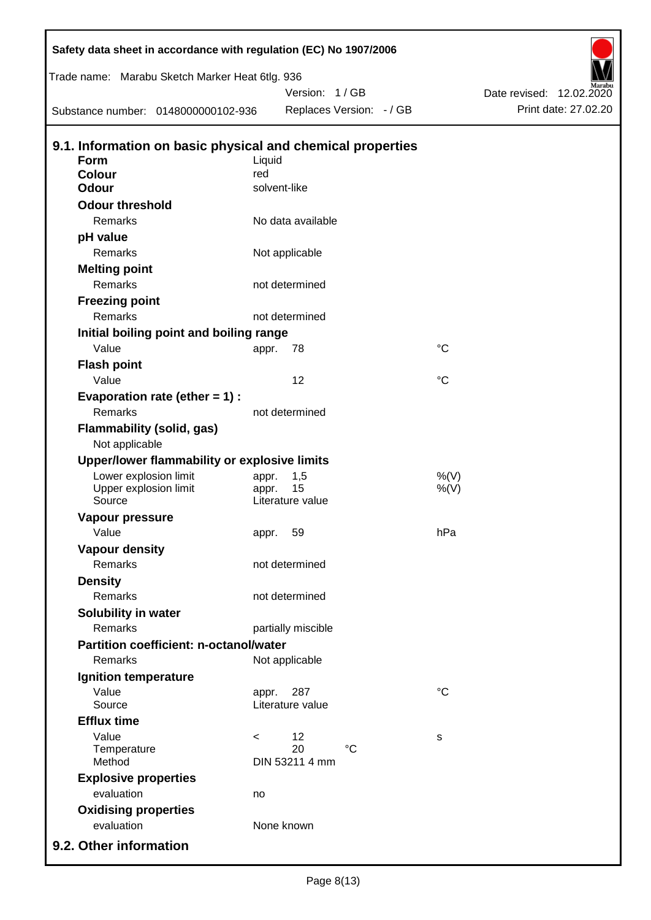## 9.1. Information on basic physical and chemical properties

| Property | | | |
|---|---|---|---|
| **Form** | Liquid | | |
| **Colour** | red | | |
| **Odour** | solvent-like | | |
| **Odour threshold** | | | |
| Remarks | No data available | | |
| **pH value** | | | |
| Remarks | Not applicable | | |
| **Melting point** | | | |
| Remarks | not determined | | |
| **Freezing point** | | | |
| Remarks | not determined | | |
| **Initial boiling point and boiling range** | | | |
| Value | appr. | 78 | °C |
| **Flash point** | | | |
| Value | | 12 | °C |
| **Evaporation rate (ether = 1) :** | | | |
| Remarks | not determined | | |
| **Flammability (solid, gas)** | | | |
| Not applicable | | | |
| **Upper/lower flammability or explosive limits** | | | |
| Lower explosion limit | appr. | 1,5 | %(V) |
| Upper explosion limit | appr. | 15 | %(V) |
| Source | Literature value | | |
| **Vapour pressure** | | | |
| Value | appr. | 59 | hPa |
| **Vapour density** | | | |
| Remarks | not determined | | |
| **Density** | | | |
| Remarks | not determined | | |
| **Solubility in water** | | | |
| Remarks | partially miscible | | |
| **Partition coefficient: n-octanol/water** | | | |
| Remarks | Not applicable | | |
| **Ignition temperature** | | | |
| Value | appr. | 287 | °C |
| Source | Literature value | | |
| **Efflux time** | | | |
| Value | < | 12 | s |
| Temperature | | 20 °C | |
| Method | DIN 53211 4 mm | | |
| **Explosive properties** | | | |
| evaluation | no | | |
| **Oxidising properties** | | | |
| evaluation | None known | | |

## 9.2. Other information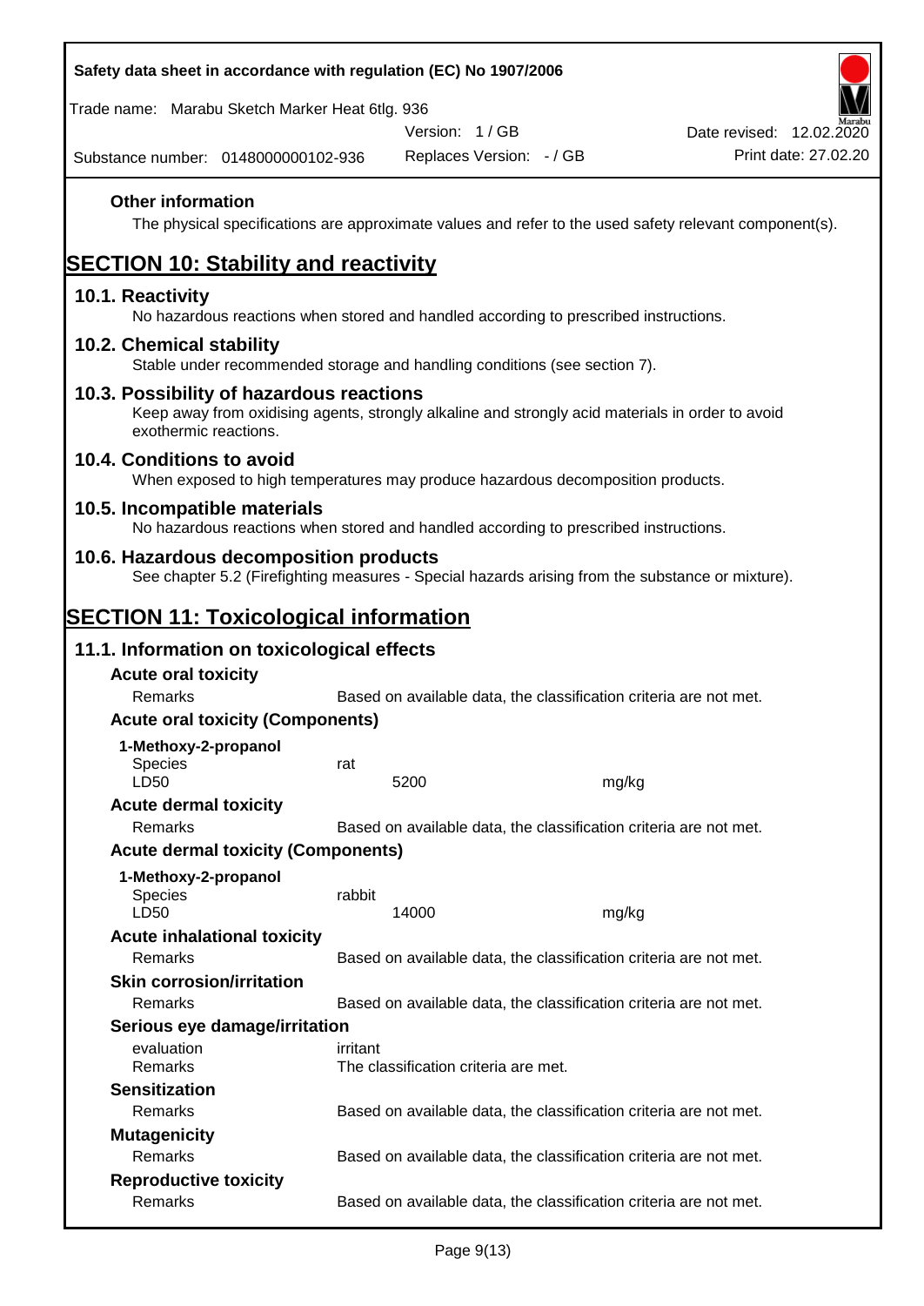**Other information**

The physical specifications are approximate values and refer to the used safety relevant component(s).

# SECTION 10: Stability and reactivity

## 10.1. Reactivity

No hazardous reactions when stored and handled according to prescribed instructions.

## 10.2. Chemical stability

Stable under recommended storage and handling conditions (see section 7).

## 10.3. Possibility of hazardous reactions

Keep away from oxidising agents, strongly alkaline and strongly acid materials in order to avoid exothermic reactions.

## 10.4. Conditions to avoid

When exposed to high temperatures may produce hazardous decomposition products.

## 10.5. Incompatible materials

No hazardous reactions when stored and handled according to prescribed instructions.

## 10.6. Hazardous decomposition products

See chapter 5.2 (Firefighting measures - Special hazards arising from the substance or mixture).

# SECTION 11: Toxicological information

## 11.1. Information on toxicological effects

**Acute oral toxicity**

| | | |
|---|---|---|
| Remarks | Based on available data, the classification criteria are not met. | |

**Acute oral toxicity (Components)**

**1-Methoxy-2-propanol**

| | | |
|---|---|---|
| Species | rat | |
| LD50 | 5200 | mg/kg |

**Acute dermal toxicity**

| | |
|---|---|
| Remarks | Based on available data, the classification criteria are not met. |

**Acute dermal toxicity (Components)**

**1-Methoxy-2-propanol**

| | | |
|---|---|---|
| Species | rabbit | |
| LD50 | 14000 | mg/kg |

**Acute inhalational toxicity**

| | |
|---|---|
| Remarks | Based on available data, the classification criteria are not met. |

**Skin corrosion/irritation**

| | |
|---|---|
| Remarks | Based on available data, the classification criteria are not met. |

**Serious eye damage/irritation**

| | |
|---|---|
| evaluation | irritant |
| Remarks | The classification criteria are met. |

**Sensitization**

| | |
|---|---|
| Remarks | Based on available data, the classification criteria are not met. |

**Mutagenicity**

| | |
|---|---|
| Remarks | Based on available data, the classification criteria are not met. |

**Reproductive toxicity**

| | |
|---|---|
| Remarks | Based on available data, the classification criteria are not met. |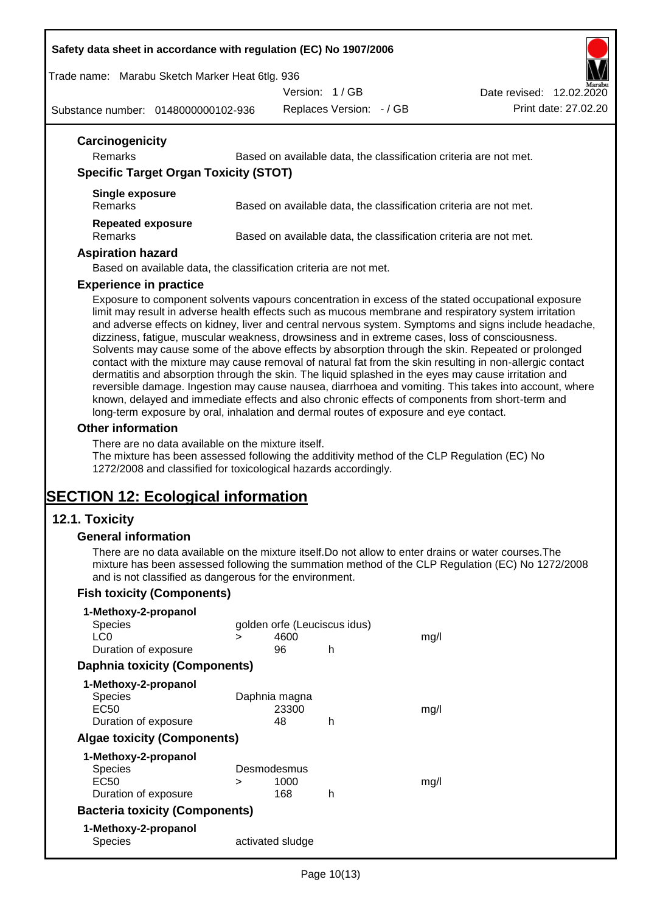#### Carcinogenicity

| | |
|---|---|
| Remarks | Based on available data, the classification criteria are not met. |

#### Specific Target Organ Toxicity (STOT)

**Single exposure**

| | |
|---|---|
| Remarks | Based on available data, the classification criteria are not met. |

**Repeated exposure**

| | |
|---|---|
| Remarks | Based on available data, the classification criteria are not met. |

#### Aspiration hazard

Based on available data, the classification criteria are not met.

#### Experience in practice

Exposure to component solvents vapours concentration in excess of the stated occupational exposure limit may result in adverse health effects such as mucous membrane and respiratory system irritation and adverse effects on kidney, liver and central nervous system. Symptoms and signs include headache, dizziness, fatigue, muscular weakness, drowsiness and in extreme cases, loss of consciousness. Solvents may cause some of the above effects by absorption through the skin. Repeated or prolonged contact with the mixture may cause removal of natural fat from the skin resulting in non-allergic contact dermatitis and absorption through the skin. The liquid splashed in the eyes may cause irritation and reversible damage. Ingestion may cause nausea, diarrhoea and vomiting. This takes into account, where known, delayed and immediate effects and also chronic effects of components from short-term and long-term exposure by oral, inhalation and dermal routes of exposure and eye contact.

#### Other information

There are no data available on the mixture itself.
The mixture has been assessed following the additivity method of the CLP Regulation (EC) No 1272/2008 and classified for toxicological hazards accordingly.

# SECTION 12: Ecological information

## 12.1. Toxicity

#### General information

There are no data available on the mixture itself.Do not allow to enter drains or water courses.The mixture has been assessed following the summation method of the CLP Regulation (EC) No 1272/2008 and is not classified as dangerous for the environment.

#### Fish toxicity (Components)

**1-Methoxy-2-propanol**

| | | | | |
|---|---|---|---|---|
| Species | | golden orfe (Leuciscus idus) | | |
| LC0 | > | 4600 | | mg/l |
| Duration of exposure | | 96 | h | |

#### Daphnia toxicity (Components)

**1-Methoxy-2-propanol**

| | | | | |
|---|---|---|---|---|
| Species | | Daphnia magna | | |
| EC50 | | 23300 | | mg/l |
| Duration of exposure | | 48 | h | |

#### Algae toxicity (Components)

**1-Methoxy-2-propanol**

| | | | | |
|---|---|---|---|---|
| Species | | Desmodesmus | | |
| EC50 | > | 1000 | | mg/l |
| Duration of exposure | | 168 | h | |

#### Bacteria toxicity (Components)

**1-Methoxy-2-propanol**

| | |
|---|---|
| Species | activated sludge |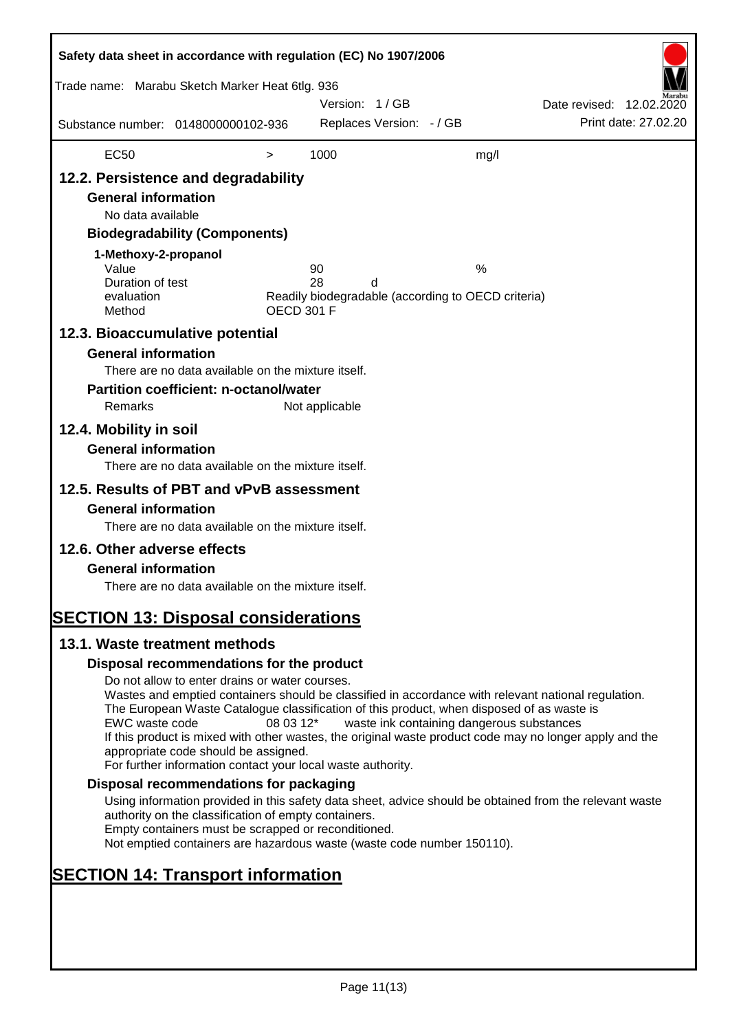| EC50 | > | 1000 | mg/l |
|---|---|---|---|

## 12.2. Persistence and degradability

### General information

No data available

### Biodegradability (Components)

**1-Methoxy-2-propanol**

| | | |
|---|---|---|
| Value | 90 | % |
| Duration of test | 28 | d |
| evaluation | Readily biodegradable (according to OECD criteria) | |
| Method | OECD 301 F | |

## 12.3. Bioaccumulative potential

### General information

There are no data available on the mixture itself.

### Partition coefficient: n-octanol/water

Remarks Not applicable

## 12.4. Mobility in soil

### General information

There are no data available on the mixture itself.

## 12.5. Results of PBT and vPvB assessment

### General information

There are no data available on the mixture itself.

## 12.6. Other adverse effects

### General information

There are no data available on the mixture itself.

# SECTION 13: Disposal considerations

## 13.1. Waste treatment methods

### Disposal recommendations for the product

Do not allow to enter drains or water courses.
Wastes and emptied containers should be classified in accordance with relevant national regulation.
The European Waste Catalogue classification of this product, when disposed of as waste is
EWC waste code 08 03 12* waste ink containing dangerous substances
If this product is mixed with other wastes, the original waste product code may no longer apply and the appropriate code should be assigned.
For further information contact your local waste authority.

### Disposal recommendations for packaging

Using information provided in this safety data sheet, advice should be obtained from the relevant waste authority on the classification of empty containers.
Empty containers must be scrapped or reconditioned.
Not emptied containers are hazardous waste (waste code number 150110).

# SECTION 14: Transport information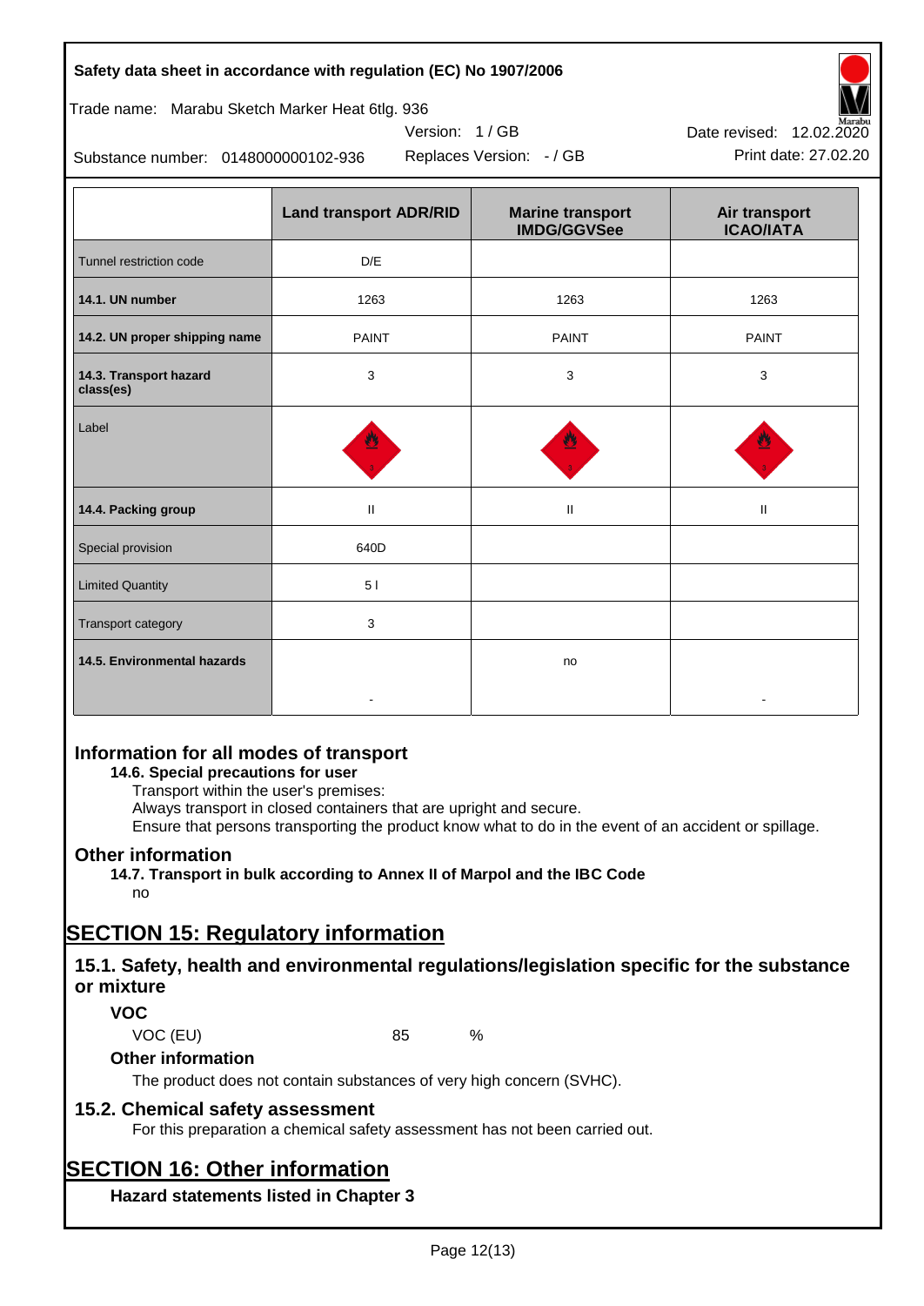|  | Land transport ADR/RID | Marine transport IMDG/GGVSee | Air transport ICAO/IATA |
|---|---|---|---|
| Tunnel restriction code | D/E |  |  |
| **14.1. UN number** | 1263 | 1263 | 1263 |
| **14.2. UN proper shipping name** | PAINT | PAINT | PAINT |
| **14.3. Transport hazard class(es)** | 3 | 3 | 3 |
| Label |  |  |  |
| **14.4. Packing group** | II | II | II |
| Special provision | 640D |  |  |
| Limited Quantity | 5 l |  |  |
| Transport category | 3 |  |  |
| **14.5. Environmental hazards** | - | no | - |

## Information for all modes of transport

### 14.6. Special precautions for user

Transport within the user's premises:

Always transport in closed containers that are upright and secure.

Ensure that persons transporting the product know what to do in the event of an accident or spillage.

## Other information

### 14.7. Transport in bulk according to Annex II of Marpol and the IBC Code

no

# SECTION 15: Regulatory information

## 15.1. Safety, health and environmental regulations/legislation specific for the substance or mixture

### VOC

VOC (EU) 85 %

### Other information

The product does not contain substances of very high concern (SVHC).

## 15.2. Chemical safety assessment

For this preparation a chemical safety assessment has not been carried out.

# SECTION 16: Other information

### Hazard statements listed in Chapter 3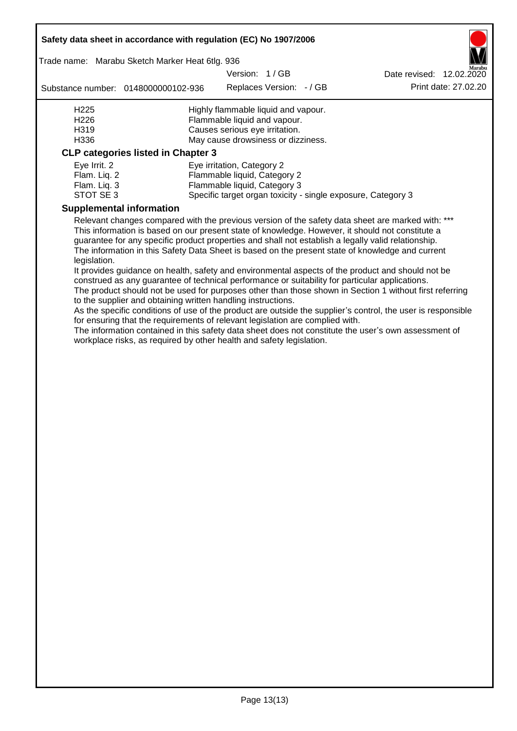| | |
|---|---|
| H225 | Highly flammable liquid and vapour. |
| H226 | Flammable liquid and vapour. |
| H319 | Causes serious eye irritation. |
| H336 | May cause drowsiness or dizziness. |

### CLP categories listed in Chapter 3

| | |
|---|---|
| Eye Irrit. 2 | Eye irritation, Category 2 |
| Flam. Liq. 2 | Flammable liquid, Category 2 |
| Flam. Liq. 3 | Flammable liquid, Category 3 |
| STOT SE 3 | Specific target organ toxicity - single exposure, Category 3 |

### Supplemental information

Relevant changes compared with the previous version of the safety data sheet are marked with: ***
This information is based on our present state of knowledge. However, it should not constitute a guarantee for any specific product properties and shall not establish a legally valid relationship.
The information in this Safety Data Sheet is based on the present state of knowledge and current legislation.
It provides guidance on health, safety and environmental aspects of the product and should not be construed as any guarantee of technical performance or suitability for particular applications.
The product should not be used for purposes other than those shown in Section 1 without first referring to the supplier and obtaining written handling instructions.
As the specific conditions of use of the product are outside the supplier's control, the user is responsible for ensuring that the requirements of relevant legislation are complied with.
The information contained in this safety data sheet does not constitute the user's own assessment of workplace risks, as required by other health and safety legislation.